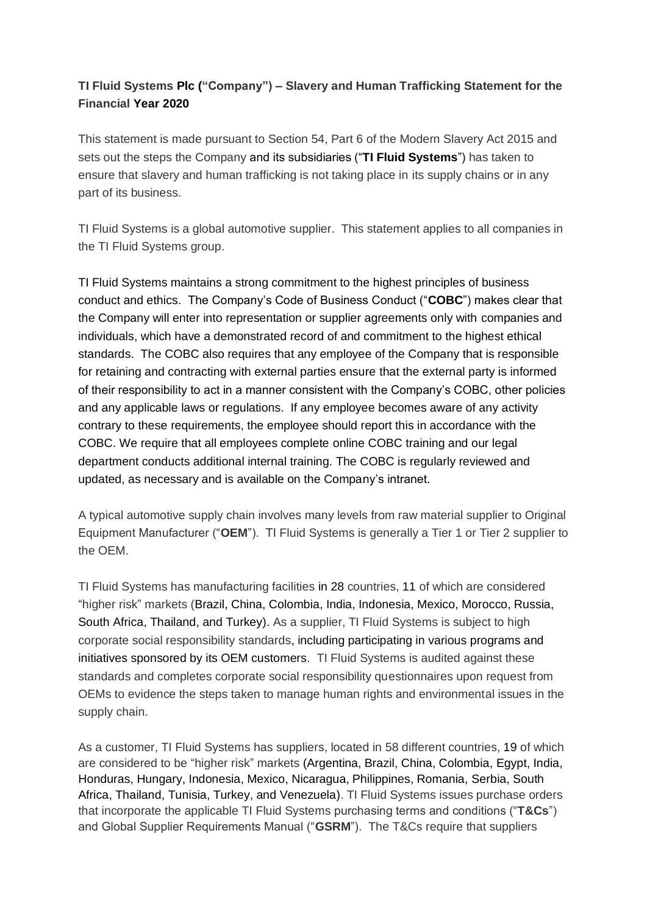**TI Fluid Systems Plc ("Company") – Slavery and Human Trafficking Statement for the Financial Year 2020**

This statement is made pursuant to Section 54, Part 6 of the Modern Slavery Act 2015 and sets out the steps the Company and its subsidiaries ("**TI Fluid Systems**") has taken to ensure that slavery and human trafficking is not taking place in its supply chains or in any part of its business.

TI Fluid Systems is a global automotive supplier. This statement applies to all companies in the TI Fluid Systems group.

TI Fluid Systems maintains a strong commitment to the highest principles of business conduct and ethics. The Company's Code of Business Conduct ("**COBC**") makes clear that the Company will enter into representation or supplier agreements only with companies and individuals, which have a demonstrated record of and commitment to the highest ethical standards. The COBC also requires that any employee of the Company that is responsible for retaining and contracting with external parties ensure that the external party is informed of their responsibility to act in a manner consistent with the Company's COBC, other policies and any applicable laws or regulations. If any employee becomes aware of any activity contrary to these requirements, the employee should report this in accordance with the COBC. We require that all employees complete online COBC training and our legal department conducts additional internal training. The COBC is regularly reviewed and updated, as necessary and is available on the Company's intranet.

A typical automotive supply chain involves many levels from raw material supplier to Original Equipment Manufacturer ("**OEM**"). TI Fluid Systems is generally a Tier 1 or Tier 2 supplier to the OEM.

TI Fluid Systems has manufacturing facilities in 28 countries, 11 of which are considered "higher risk" markets (Brazil, China, Colombia, India, Indonesia, Mexico, Morocco, Russia, South Africa, Thailand, and Turkey). As a supplier, TI Fluid Systems is subject to high corporate social responsibility standards, including participating in various programs and initiatives sponsored by its OEM customers. TI Fluid Systems is audited against these standards and completes corporate social responsibility questionnaires upon request from OEMs to evidence the steps taken to manage human rights and environmental issues in the supply chain.

As a customer, TI Fluid Systems has suppliers, located in 58 different countries, 19 of which are considered to be "higher risk" markets (Argentina, Brazil, China, Colombia, Egypt, India, Honduras, Hungary, Indonesia, Mexico, Nicaragua, Philippines, Romania, Serbia, South Africa, Thailand, Tunisia, Turkey, and Venezuela). TI Fluid Systems issues purchase orders that incorporate the applicable TI Fluid Systems purchasing terms and conditions ("**T&Cs**") and Global Supplier Requirements Manual ("**GSRM**"). The T&Cs require that suppliers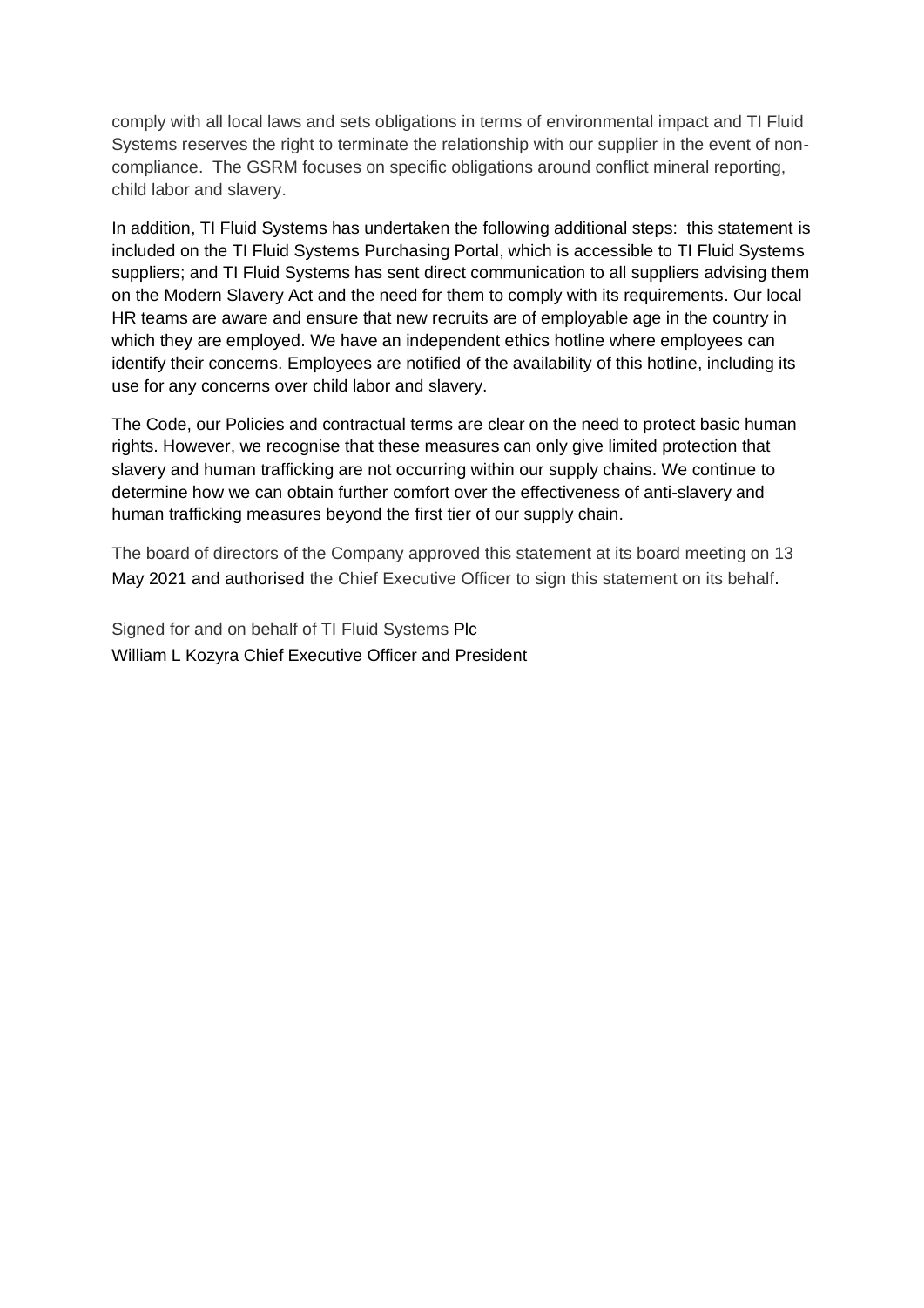comply with all local laws and sets obligations in terms of environmental impact and TI Fluid Systems reserves the right to terminate the relationship with our supplier in the event of non-compliance. The GSRM focuses on specific obligations around conflict mineral reporting, child labor and slavery.

In addition, TI Fluid Systems has undertaken the following additional steps: this statement is included on the TI Fluid Systems Purchasing Portal, which is accessible to TI Fluid Systems suppliers; and TI Fluid Systems has sent direct communication to all suppliers advising them on the Modern Slavery Act and the need for them to comply with its requirements. Our local HR teams are aware and ensure that new recruits are of employable age in the country in which they are employed. We have an independent ethics hotline where employees can identify their concerns. Employees are notified of the availability of this hotline, including its use for any concerns over child labor and slavery.

The Code, our Policies and contractual terms are clear on the need to protect basic human rights. However, we recognise that these measures can only give limited protection that slavery and human trafficking are not occurring within our supply chains. We continue to determine how we can obtain further comfort over the effectiveness of anti-slavery and human trafficking measures beyond the first tier of our supply chain.

The board of directors of the Company approved this statement at its board meeting on 13 May 2021 and authorised the Chief Executive Officer to sign this statement on its behalf.

Signed for and on behalf of TI Fluid Systems Plc
William L Kozyra Chief Executive Officer and President